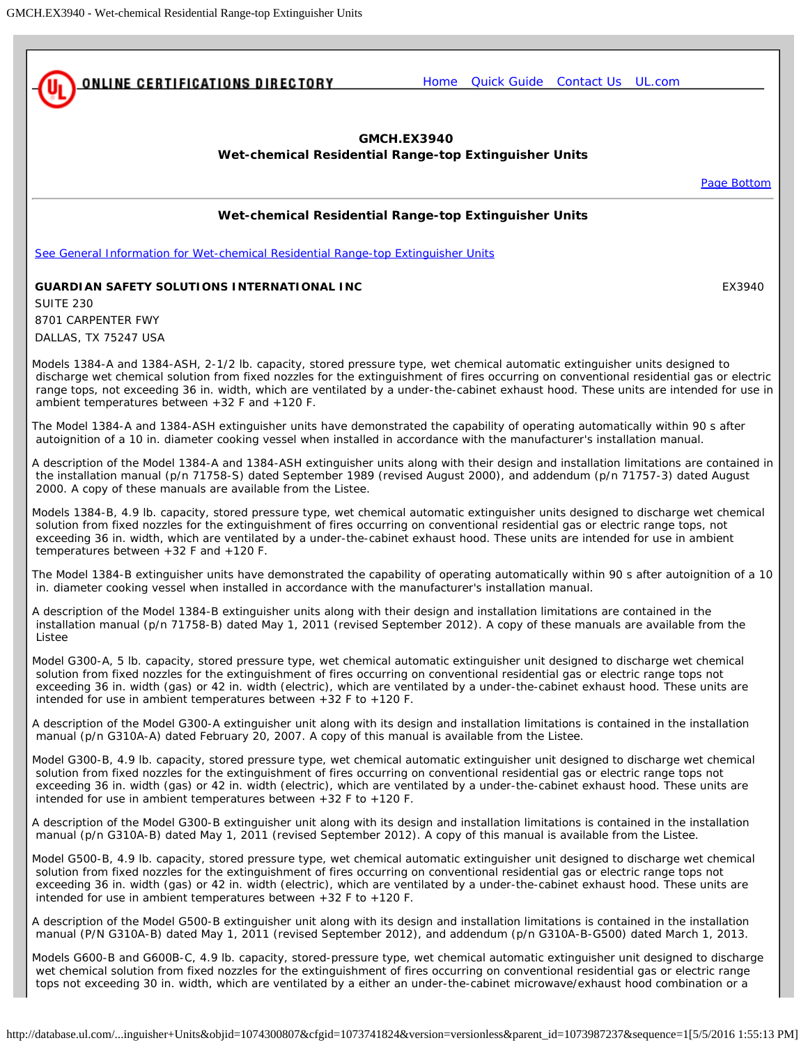ONLINE CERTIFICATIONS DIRECTORY

Home Quick Guide Contact Us UL.com

**GMCH.EX3940**
**Wet-chemical Residential Range-top Extinguisher Units**

Page Bottom

## Wet-chemical Residential Range-top Extinguisher Units

See General Information for Wet-chemical Residential Range-top Extinguisher Units

**GUARDIAN SAFETY SOLUTIONS INTERNATIONAL INC** EX3940
SUITE 230
8701 CARPENTER FWY
DALLAS, TX 75247 USA

Models 1384-A and 1384-ASH, 2-1/2 lb. capacity, stored pressure type, wet chemical automatic extinguisher units designed to discharge wet chemical solution from fixed nozzles for the extinguishment of fires occurring on conventional residential gas or electric range tops, not exceeding 36 in. width, which are ventilated by a under-the-cabinet exhaust hood. These units are intended for use in ambient temperatures between +32 F and +120 F.

The Model 1384-A and 1384-ASH extinguisher units have demonstrated the capability of operating automatically within 90 s after autoignition of a 10 in. diameter cooking vessel when installed in accordance with the manufacturer's installation manual.

A description of the Model 1384-A and 1384-ASH extinguisher units along with their design and installation limitations are contained in the installation manual (p/n 71758-S) dated September 1989 (revised August 2000), and addendum (p/n 71757-3) dated August 2000. A copy of these manuals are available from the Listee.

Models 1384-B, 4.9 lb. capacity, stored pressure type, wet chemical automatic extinguisher units designed to discharge wet chemical solution from fixed nozzles for the extinguishment of fires occurring on conventional residential gas or electric range tops, not exceeding 36 in. width, which are ventilated by a under-the-cabinet exhaust hood. These units are intended for use in ambient temperatures between +32 F and +120 F.

The Model 1384-B extinguisher units have demonstrated the capability of operating automatically within 90 s after autoignition of a 10 in. diameter cooking vessel when installed in accordance with the manufacturer's installation manual.

A description of the Model 1384-B extinguisher units along with their design and installation limitations are contained in the installation manual (p/n 71758-B) dated May 1, 2011 (revised September 2012). A copy of these manuals are available from the Listee

Model G300-A, 5 lb. capacity, stored pressure type, wet chemical automatic extinguisher unit designed to discharge wet chemical solution from fixed nozzles for the extinguishment of fires occurring on conventional residential gas or electric range tops not exceeding 36 in. width (gas) or 42 in. width (electric), which are ventilated by a under-the-cabinet exhaust hood. These units are intended for use in ambient temperatures between +32 F to +120 F.

A description of the Model G300-A extinguisher unit along with its design and installation limitations is contained in the installation manual (p/n G310A-A) dated February 20, 2007. A copy of this manual is available from the Listee.

Model G300-B, 4.9 lb. capacity, stored pressure type, wet chemical automatic extinguisher unit designed to discharge wet chemical solution from fixed nozzles for the extinguishment of fires occurring on conventional residential gas or electric range tops not exceeding 36 in. width (gas) or 42 in. width (electric), which are ventilated by a under-the-cabinet exhaust hood. These units are intended for use in ambient temperatures between +32 F to +120 F.

A description of the Model G300-B extinguisher unit along with its design and installation limitations is contained in the installation manual (p/n G310A-B) dated May 1, 2011 (revised September 2012). A copy of this manual is available from the Listee.

Model G500-B, 4.9 lb. capacity, stored pressure type, wet chemical automatic extinguisher unit designed to discharge wet chemical solution from fixed nozzles for the extinguishment of fires occurring on conventional residential gas or electric range tops not exceeding 36 in. width (gas) or 42 in. width (electric), which are ventilated by a under-the-cabinet exhaust hood. These units are intended for use in ambient temperatures between +32 F to +120 F.

A description of the Model G500-B extinguisher unit along with its design and installation limitations is contained in the installation manual (P/N G310A-B) dated May 1, 2011 (revised September 2012), and addendum (p/n G310A-B-G500) dated March 1, 2013.

Models G600-B and G600B-C, 4.9 lb. capacity, stored-pressure type, wet chemical automatic extinguisher unit designed to discharge wet chemical solution from fixed nozzles for the extinguishment of fires occurring on conventional residential gas or electric range tops not exceeding 30 in. width, which are ventilated by a either an under-the-cabinet microwave/exhaust hood combination or a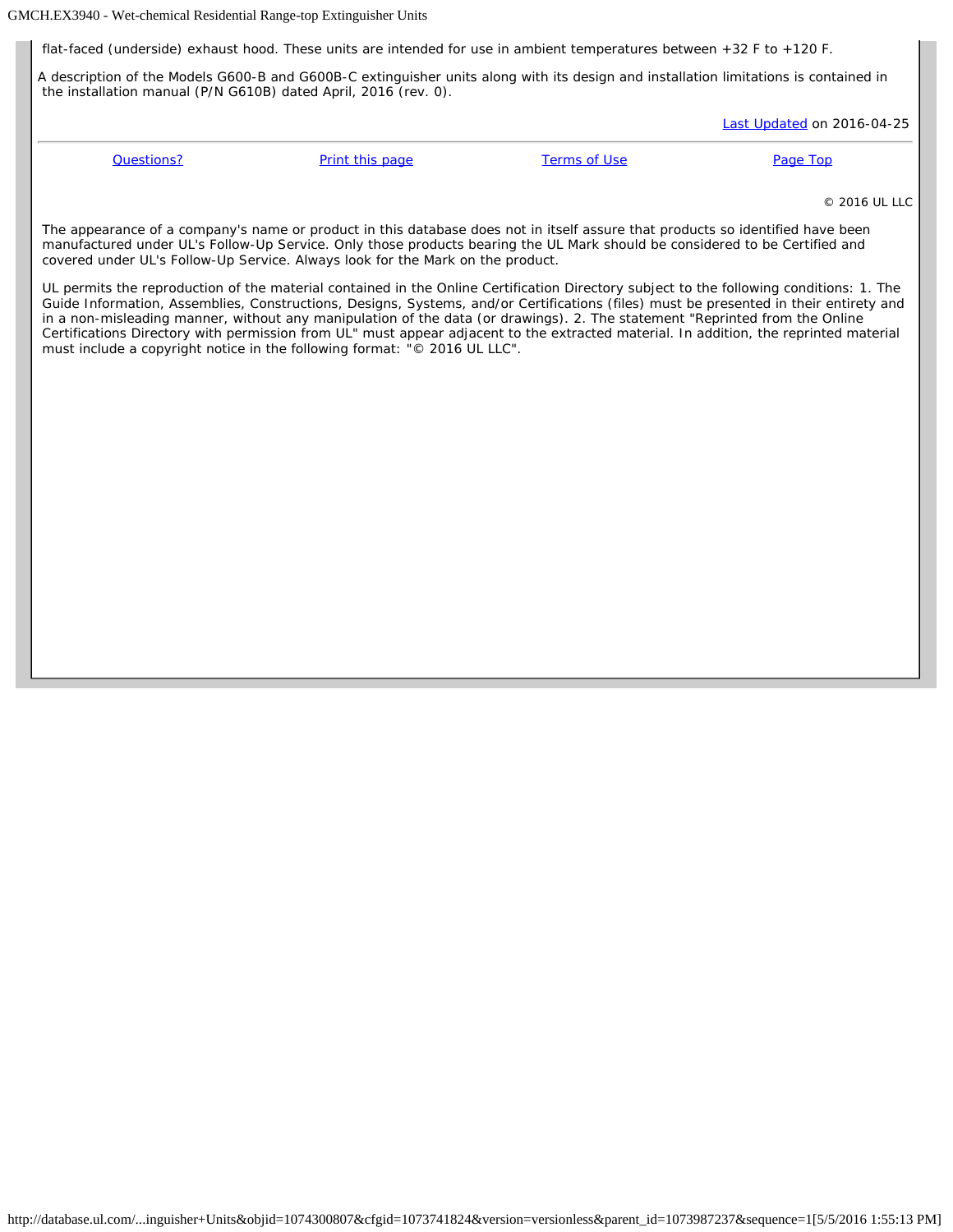flat-faced (underside) exhaust hood. These units are intended for use in ambient temperatures between +32 F to +120 F.

A description of the Models G600-B and G600B-C extinguisher units along with its design and installation limitations is contained in the installation manual (P/N G610B) dated April, 2016 (rev. 0).

Last Updated on 2016-04-25

---

Questions? Print this page Terms of Use Page Top

© 2016 UL LLC

The appearance of a company's name or product in this database does not in itself assure that products so identified have been manufactured under UL's Follow-Up Service. Only those products bearing the UL Mark should be considered to be Certified and covered under UL's Follow-Up Service. Always look for the Mark on the product.

UL permits the reproduction of the material contained in the Online Certification Directory subject to the following conditions: 1. The Guide Information, Assemblies, Constructions, Designs, Systems, and/or Certifications (files) must be presented in their entirety and in a non-misleading manner, without any manipulation of the data (or drawings). 2. The statement "Reprinted from the Online Certifications Directory with permission from UL" must appear adjacent to the extracted material. In addition, the reprinted material must include a copyright notice in the following format: "© 2016 UL LLC".